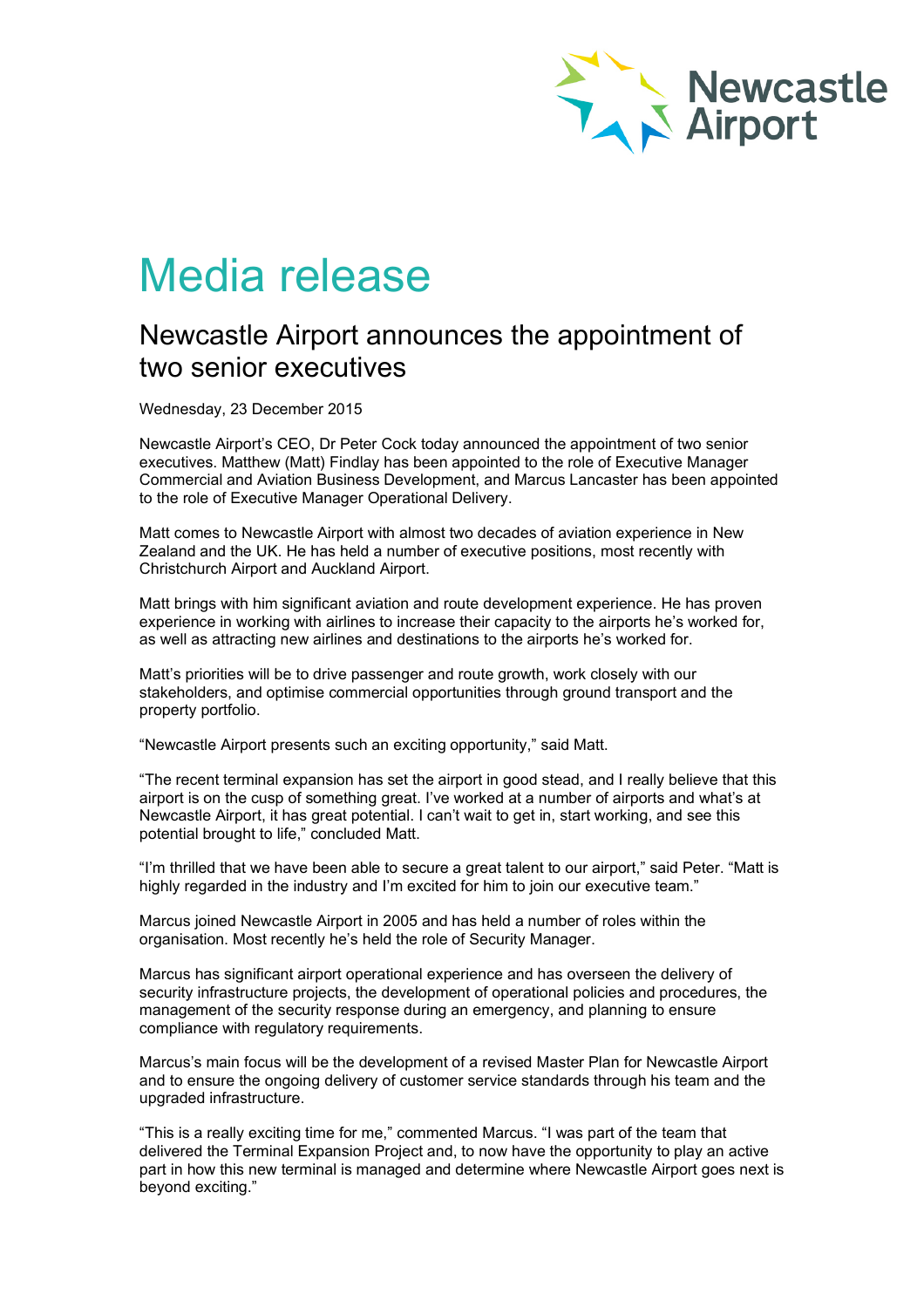Newcastle Airport

# Media release

## Newcastle Airport announces the appointment of two senior executives

Wednesday, 23 December 2015

Newcastle Airport's CEO, Dr Peter Cock today announced the appointment of two senior executives. Matthew (Matt) Findlay has been appointed to the role of Executive Manager Commercial and Aviation Business Development, and Marcus Lancaster has been appointed to the role of Executive Manager Operational Delivery.

Matt comes to Newcastle Airport with almost two decades of aviation experience in New Zealand and the UK. He has held a number of executive positions, most recently with Christchurch Airport and Auckland Airport.

Matt brings with him significant aviation and route development experience. He has proven experience in working with airlines to increase their capacity to the airports he's worked for, as well as attracting new airlines and destinations to the airports he's worked for.

Matt's priorities will be to drive passenger and route growth, work closely with our stakeholders, and optimise commercial opportunities through ground transport and the property portfolio.

"Newcastle Airport presents such an exciting opportunity," said Matt.

"The recent terminal expansion has set the airport in good stead, and I really believe that this airport is on the cusp of something great. I've worked at a number of airports and what's at Newcastle Airport, it has great potential. I can't wait to get in, start working, and see this potential brought to life," concluded Matt.

"I'm thrilled that we have been able to secure a great talent to our airport," said Peter. "Matt is highly regarded in the industry and I'm excited for him to join our executive team."

Marcus joined Newcastle Airport in 2005 and has held a number of roles within the organisation. Most recently he's held the role of Security Manager.

Marcus has significant airport operational experience and has overseen the delivery of security infrastructure projects, the development of operational policies and procedures, the management of the security response during an emergency, and planning to ensure compliance with regulatory requirements.

Marcus's main focus will be the development of a revised Master Plan for Newcastle Airport and to ensure the ongoing delivery of customer service standards through his team and the upgraded infrastructure.

"This is a really exciting time for me," commented Marcus. "I was part of the team that delivered the Terminal Expansion Project and, to now have the opportunity to play an active part in how this new terminal is managed and determine where Newcastle Airport goes next is beyond exciting."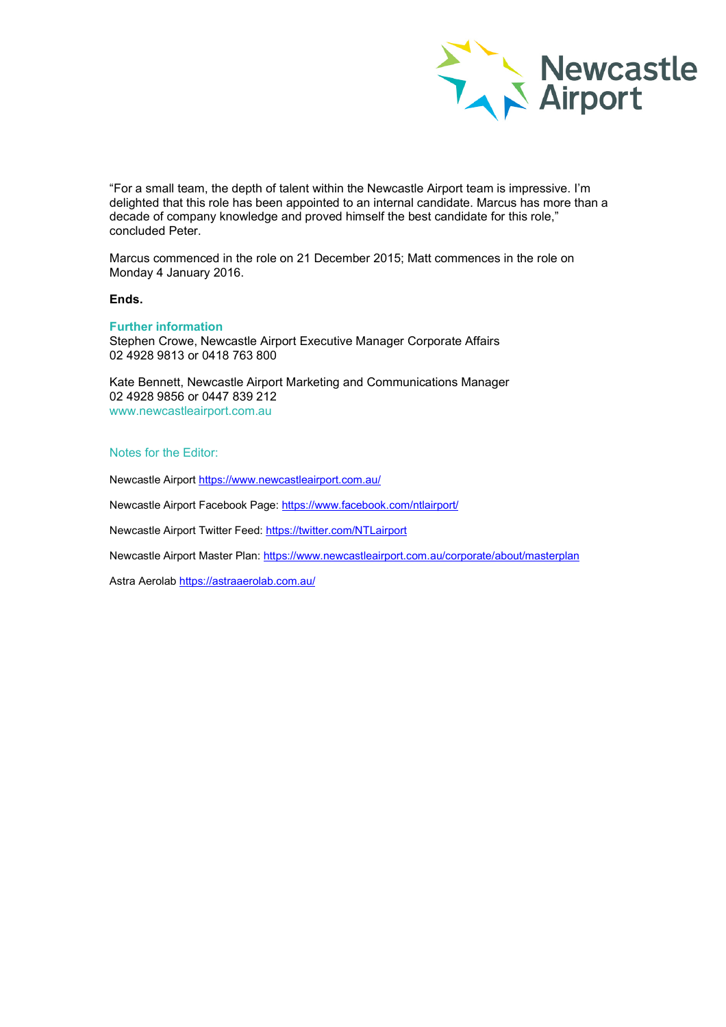"For a small team, the depth of talent within the Newcastle Airport team is impressive. I'm delighted that this role has been appointed to an internal candidate. Marcus has more than a decade of company knowledge and proved himself the best candidate for this role," concluded Peter.

Marcus commenced in the role on 21 December 2015; Matt commences in the role on Monday 4 January 2016.

**Ends.**

**Further information**

Stephen Crowe, Newcastle Airport Executive Manager Corporate Affairs
02 4928 9813 or 0418 763 800

Kate Bennett, Newcastle Airport Marketing and Communications Manager
02 4928 9856 or 0447 839 212
www.newcastleairport.com.au

Notes for the Editor:

Newcastle Airport https://www.newcastleairport.com.au/

Newcastle Airport Facebook Page: https://www.facebook.com/ntlairport/

Newcastle Airport Twitter Feed: https://twitter.com/NTLairport

Newcastle Airport Master Plan: https://www.newcastleairport.com.au/corporate/about/masterplan

Astra Aerolab https://astraaerolab.com.au/